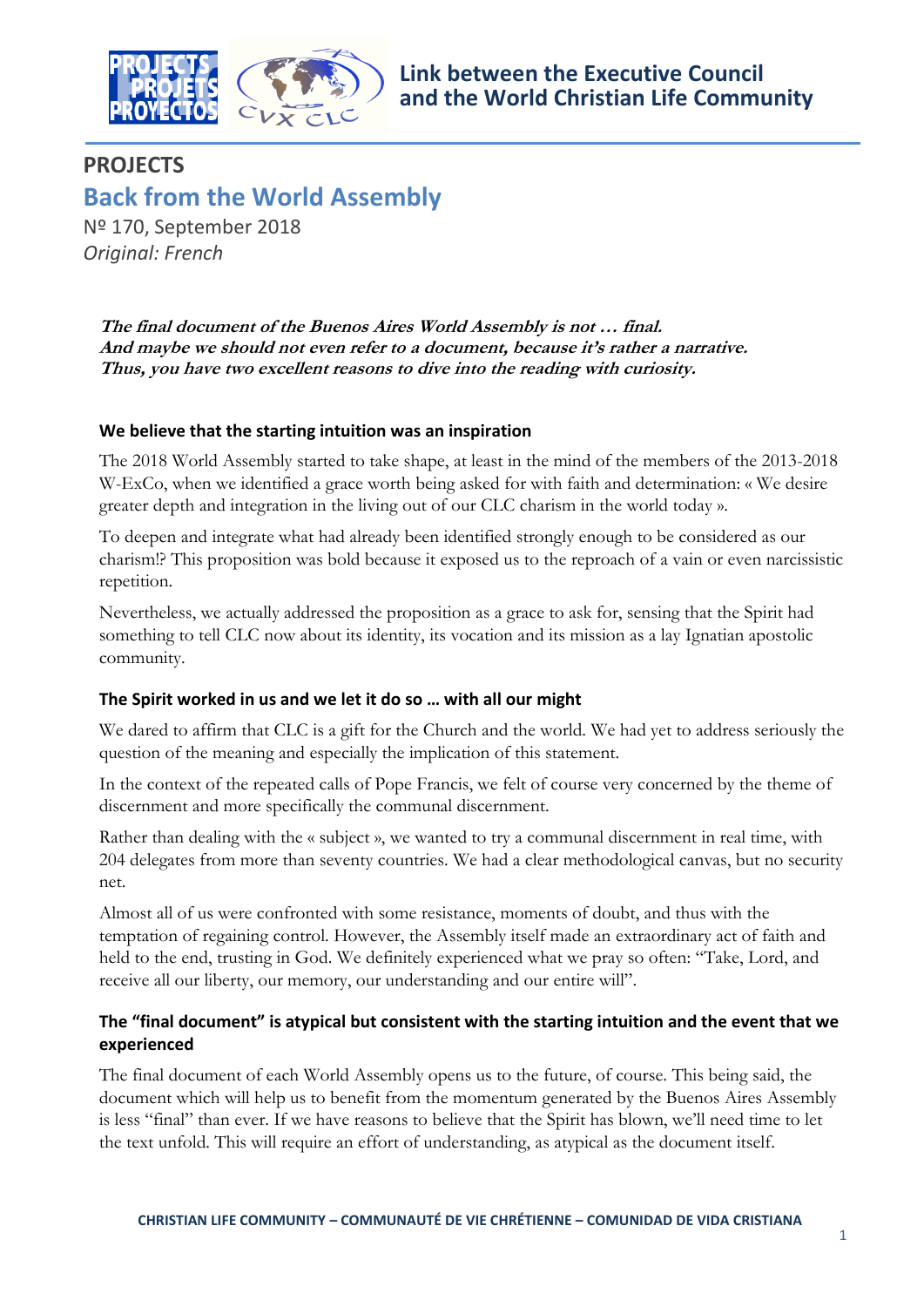Link between the Executive Council and the World Christian Life Community

# PROJECTS

## Back from the World Assembly

Nº 170, September 2018

*Original: French*

***The final document of the Buenos Aires World Assembly is not … final.***
***And maybe we should not even refer to a document, because it's rather a narrative.***
***Thus, you have two excellent reasons to dive into the reading with curiosity.***

### We believe that the starting intuition was an inspiration

The 2018 World Assembly started to take shape, at least in the mind of the members of the 2013-2018 W-ExCo, when we identified a grace worth being asked for with faith and determination: « We desire greater depth and integration in the living out of our CLC charism in the world today ».

To deepen and integrate what had already been identified strongly enough to be considered as our charism!? This proposition was bold because it exposed us to the reproach of a vain or even narcissistic repetition.

Nevertheless, we actually addressed the proposition as a grace to ask for, sensing that the Spirit had something to tell CLC now about its identity, its vocation and its mission as a lay Ignatian apostolic community.

### The Spirit worked in us and we let it do so … with all our might

We dared to affirm that CLC is a gift for the Church and the world. We had yet to address seriously the question of the meaning and especially the implication of this statement.

In the context of the repeated calls of Pope Francis, we felt of course very concerned by the theme of discernment and more specifically the communal discernment.

Rather than dealing with the « subject », we wanted to try a communal discernment in real time, with 204 delegates from more than seventy countries. We had a clear methodological canvas, but no security net.

Almost all of us were confronted with some resistance, moments of doubt, and thus with the temptation of regaining control. However, the Assembly itself made an extraordinary act of faith and held to the end, trusting in God. We definitely experienced what we pray so often: "Take, Lord, and receive all our liberty, our memory, our understanding and our entire will".

### The "final document" is atypical but consistent with the starting intuition and the event that we experienced

The final document of each World Assembly opens us to the future, of course. This being said, the document which will help us to benefit from the momentum generated by the Buenos Aires Assembly is less "final" than ever. If we have reasons to believe that the Spirit has blown, we'll need time to let the text unfold. This will require an effort of understanding, as atypical as the document itself.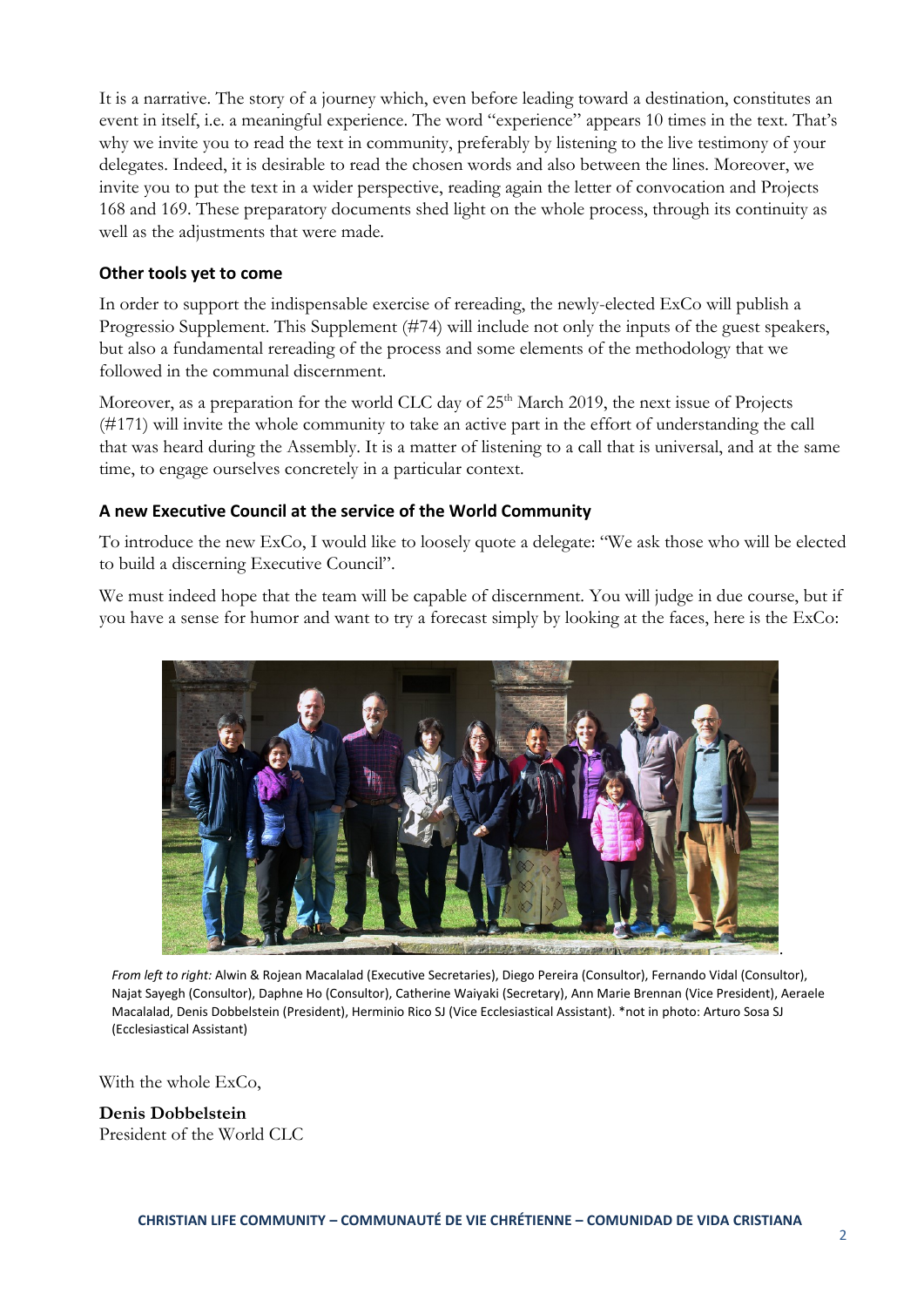It is a narrative. The story of a journey which, even before leading toward a destination, constitutes an event in itself, i.e. a meaningful experience. The word "experience" appears 10 times in the text. That's why we invite you to read the text in community, preferably by listening to the live testimony of your delegates. Indeed, it is desirable to read the chosen words and also between the lines. Moreover, we invite you to put the text in a wider perspective, reading again the letter of convocation and Projects 168 and 169. These preparatory documents shed light on the whole process, through its continuity as well as the adjustments that were made.

### Other tools yet to come

In order to support the indispensable exercise of rereading, the newly-elected ExCo will publish a Progressio Supplement. This Supplement (#74) will include not only the inputs of the guest speakers, but also a fundamental rereading of the process and some elements of the methodology that we followed in the communal discernment.

Moreover, as a preparation for the world CLC day of 25th March 2019, the next issue of Projects (#171) will invite the whole community to take an active part in the effort of understanding the call that was heard during the Assembly. It is a matter of listening to a call that is universal, and at the same time, to engage ourselves concretely in a particular context.

### A new Executive Council at the service of the World Community

To introduce the new ExCo, I would like to loosely quote a delegate: "We ask those who will be elected to build a discerning Executive Council".

We must indeed hope that the team will be capable of discernment. You will judge in due course, but if you have a sense for humor and want to try a forecast simply by looking at the faces, here is the ExCo:

*From left to right:* Alwin & Rojean Macalalad (Executive Secretaries), Diego Pereira (Consultor), Fernando Vidal (Consultor), Najat Sayegh (Consultor), Daphne Ho (Consultor), Catherine Waiyaki (Secretary), Ann Marie Brennan (Vice President), Aeraele Macalalad, Denis Dobbelstein (President), Herminio Rico SJ (Vice Ecclesiastical Assistant). *not in photo: Arturo Sosa SJ (Ecclesiastical Assistant)

With the whole ExCo,

**Denis Dobbelstein**
President of the World CLC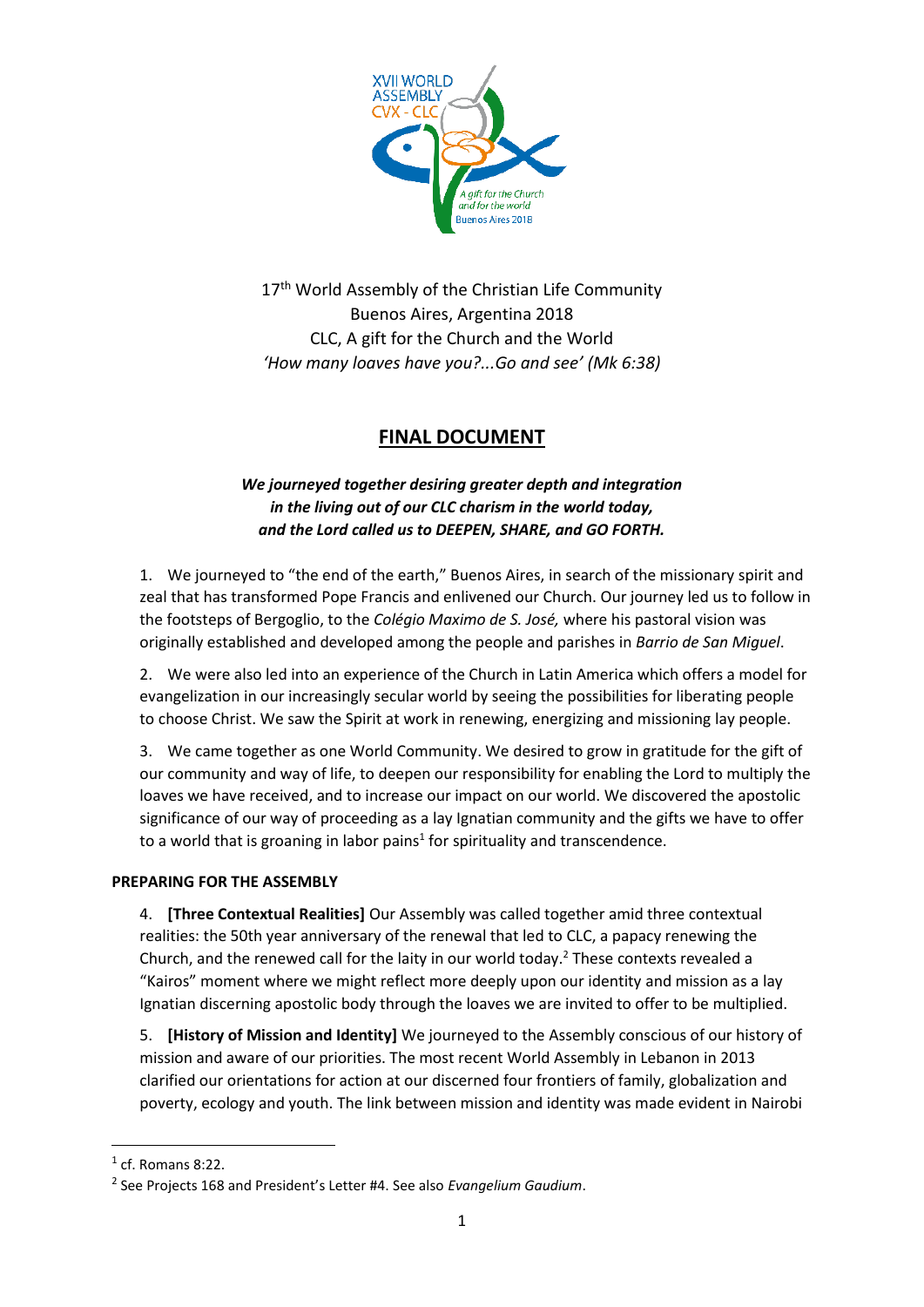17th World Assembly of the Christian Life Community
Buenos Aires, Argentina 2018
CLC, A gift for the Church and the World
*'How many loaves have you?...Go and see' (Mk 6:38)*

# FINAL DOCUMENT

***We journeyed together desiring greater depth and integration in the living out of our CLC charism in the world today, and the Lord called us to DEEPEN, SHARE, and GO FORTH.***

1. We journeyed to "the end of the earth," Buenos Aires, in search of the missionary spirit and zeal that has transformed Pope Francis and enlivened our Church. Our journey led us to follow in the footsteps of Bergoglio, to the *Colégio Maximo de S. José,* where his pastoral vision was originally established and developed among the people and parishes in *Barrio de San Miguel*.

2. We were also led into an experience of the Church in Latin America which offers a model for evangelization in our increasingly secular world by seeing the possibilities for liberating people to choose Christ. We saw the Spirit at work in renewing, energizing and missioning lay people.

3. We came together as one World Community. We desired to grow in gratitude for the gift of our community and way of life, to deepen our responsibility for enabling the Lord to multiply the loaves we have received, and to increase our impact on our world. We discovered the apostolic significance of our way of proceeding as a lay Ignatian community and the gifts we have to offer to a world that is groaning in labor pains[1] for spirituality and transcendence.

**PREPARING FOR THE ASSEMBLY**

4. **[Three Contextual Realities]** Our Assembly was called together amid three contextual realities: the 50th year anniversary of the renewal that led to CLC, a papacy renewing the Church, and the renewed call for the laity in our world today.[2] These contexts revealed a "Kairos" moment where we might reflect more deeply upon our identity and mission as a lay Ignatian discerning apostolic body through the loaves we are invited to offer to be multiplied.

5. **[History of Mission and Identity]** We journeyed to the Assembly conscious of our history of mission and aware of our priorities. The most recent World Assembly in Lebanon in 2013 clarified our orientations for action at our discerned four frontiers of family, globalization and poverty, ecology and youth. The link between mission and identity was made evident in Nairobi

---

[1] cf. Romans 8:22.

[2] See Projects 168 and President's Letter #4. See also *Evangelium Gaudium*.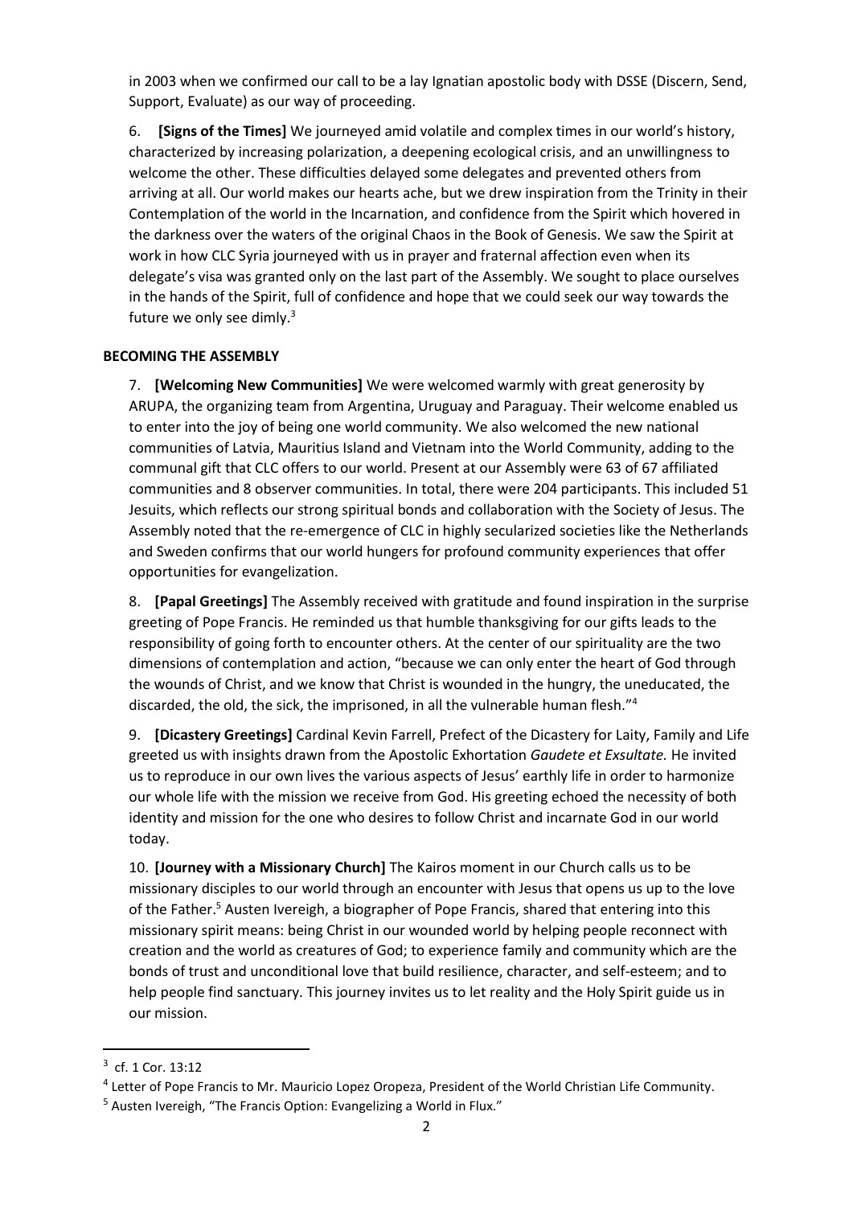in 2003 when we confirmed our call to be a lay Ignatian apostolic body with DSSE (Discern, Send, Support, Evaluate) as our way of proceeding.

6. **[Signs of the Times]** We journeyed amid volatile and complex times in our world's history, characterized by increasing polarization, a deepening ecological crisis, and an unwillingness to welcome the other. These difficulties delayed some delegates and prevented others from arriving at all. Our world makes our hearts ache, but we drew inspiration from the Trinity in their Contemplation of the world in the Incarnation, and confidence from the Spirit which hovered in the darkness over the waters of the original Chaos in the Book of Genesis. We saw the Spirit at work in how CLC Syria journeyed with us in prayer and fraternal affection even when its delegate's visa was granted only on the last part of the Assembly. We sought to place ourselves in the hands of the Spirit, full of confidence and hope that we could seek our way towards the future we only see dimly.[3]

## BECOMING THE ASSEMBLY

7. **[Welcoming New Communities]** We were welcomed warmly with great generosity by ARUPA, the organizing team from Argentina, Uruguay and Paraguay. Their welcome enabled us to enter into the joy of being one world community. We also welcomed the new national communities of Latvia, Mauritius Island and Vietnam into the World Community, adding to the communal gift that CLC offers to our world. Present at our Assembly were 63 of 67 affiliated communities and 8 observer communities. In total, there were 204 participants. This included 51 Jesuits, which reflects our strong spiritual bonds and collaboration with the Society of Jesus. The Assembly noted that the re-emergence of CLC in highly secularized societies like the Netherlands and Sweden confirms that our world hungers for profound community experiences that offer opportunities for evangelization.

8. **[Papal Greetings]** The Assembly received with gratitude and found inspiration in the surprise greeting of Pope Francis. He reminded us that humble thanksgiving for our gifts leads to the responsibility of going forth to encounter others. At the center of our spirituality are the two dimensions of contemplation and action, "because we can only enter the heart of God through the wounds of Christ, and we know that Christ is wounded in the hungry, the uneducated, the discarded, the old, the sick, the imprisoned, in all the vulnerable human flesh."[4]

9. **[Dicastery Greetings]** Cardinal Kevin Farrell, Prefect of the Dicastery for Laity, Family and Life greeted us with insights drawn from the Apostolic Exhortation *Gaudete et Exsultate.* He invited us to reproduce in our own lives the various aspects of Jesus' earthly life in order to harmonize our whole life with the mission we receive from God. His greeting echoed the necessity of both identity and mission for the one who desires to follow Christ and incarnate God in our world today.

10. **[Journey with a Missionary Church]** The Kairos moment in our Church calls us to be missionary disciples to our world through an encounter with Jesus that opens us up to the love of the Father.[5] Austen Ivereigh, a biographer of Pope Francis, shared that entering into this missionary spirit means: being Christ in our wounded world by helping people reconnect with creation and the world as creatures of God; to experience family and community which are the bonds of trust and unconditional love that build resilience, character, and self-esteem; and to help people find sanctuary. This journey invites us to let reality and the Holy Spirit guide us in our mission.

---

[3] cf. 1 Cor. 13:12

[4] Letter of Pope Francis to Mr. Mauricio Lopez Oropeza, President of the World Christian Life Community.

[5] Austen Ivereigh, "The Francis Option: Evangelizing a World in Flux."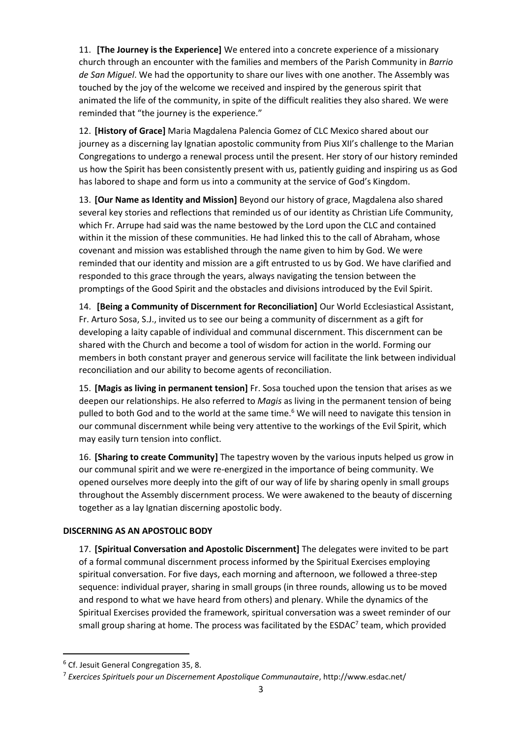11. **[The Journey is the Experience]** We entered into a concrete experience of a missionary church through an encounter with the families and members of the Parish Community in *Barrio de San Miguel*. We had the opportunity to share our lives with one another. The Assembly was touched by the joy of the welcome we received and inspired by the generous spirit that animated the life of the community, in spite of the difficult realities they also shared. We were reminded that "the journey is the experience."

12. **[History of Grace]** Maria Magdalena Palencia Gomez of CLC Mexico shared about our journey as a discerning lay Ignatian apostolic community from Pius XII's challenge to the Marian Congregations to undergo a renewal process until the present. Her story of our history reminded us how the Spirit has been consistently present with us, patiently guiding and inspiring us as God has labored to shape and form us into a community at the service of God's Kingdom.

13. **[Our Name as Identity and Mission]** Beyond our history of grace, Magdalena also shared several key stories and reflections that reminded us of our identity as Christian Life Community, which Fr. Arrupe had said was the name bestowed by the Lord upon the CLC and contained within it the mission of these communities. He had linked this to the call of Abraham, whose covenant and mission was established through the name given to him by God. We were reminded that our identity and mission are a gift entrusted to us by God. We have clarified and responded to this grace through the years, always navigating the tension between the promptings of the Good Spirit and the obstacles and divisions introduced by the Evil Spirit.

14. **[Being a Community of Discernment for Reconciliation]** Our World Ecclesiastical Assistant, Fr. Arturo Sosa, S.J., invited us to see our being a community of discernment as a gift for developing a laity capable of individual and communal discernment. This discernment can be shared with the Church and become a tool of wisdom for action in the world. Forming our members in both constant prayer and generous service will facilitate the link between individual reconciliation and our ability to become agents of reconciliation.

15. **[Magis as living in permanent tension]** Fr. Sosa touched upon the tension that arises as we deepen our relationships. He also referred to *Magis* as living in the permanent tension of being pulled to both God and to the world at the same time.[6] We will need to navigate this tension in our communal discernment while being very attentive to the workings of the Evil Spirit, which may easily turn tension into conflict.

16. **[Sharing to create Community]** The tapestry woven by the various inputs helped us grow in our communal spirit and we were re-energized in the importance of being community. We opened ourselves more deeply into the gift of our way of life by sharing openly in small groups throughout the Assembly discernment process. We were awakened to the beauty of discerning together as a lay Ignatian discerning apostolic body.

## DISCERNING AS AN APOSTOLIC BODY

17. **[Spiritual Conversation and Apostolic Discernment]** The delegates were invited to be part of a formal communal discernment process informed by the Spiritual Exercises employing spiritual conversation. For five days, each morning and afternoon, we followed a three-step sequence: individual prayer, sharing in small groups (in three rounds, allowing us to be moved and respond to what we have heard from others) and plenary. While the dynamics of the Spiritual Exercises provided the framework, spiritual conversation was a sweet reminder of our small group sharing at home. The process was facilitated by the ESDAC[7] team, which provided

---

[6] Cf. Jesuit General Congregation 35, 8.

[7] *Exercices Spirituels pour un Discernement Apostolique Communautaire*, http://www.esdac.net/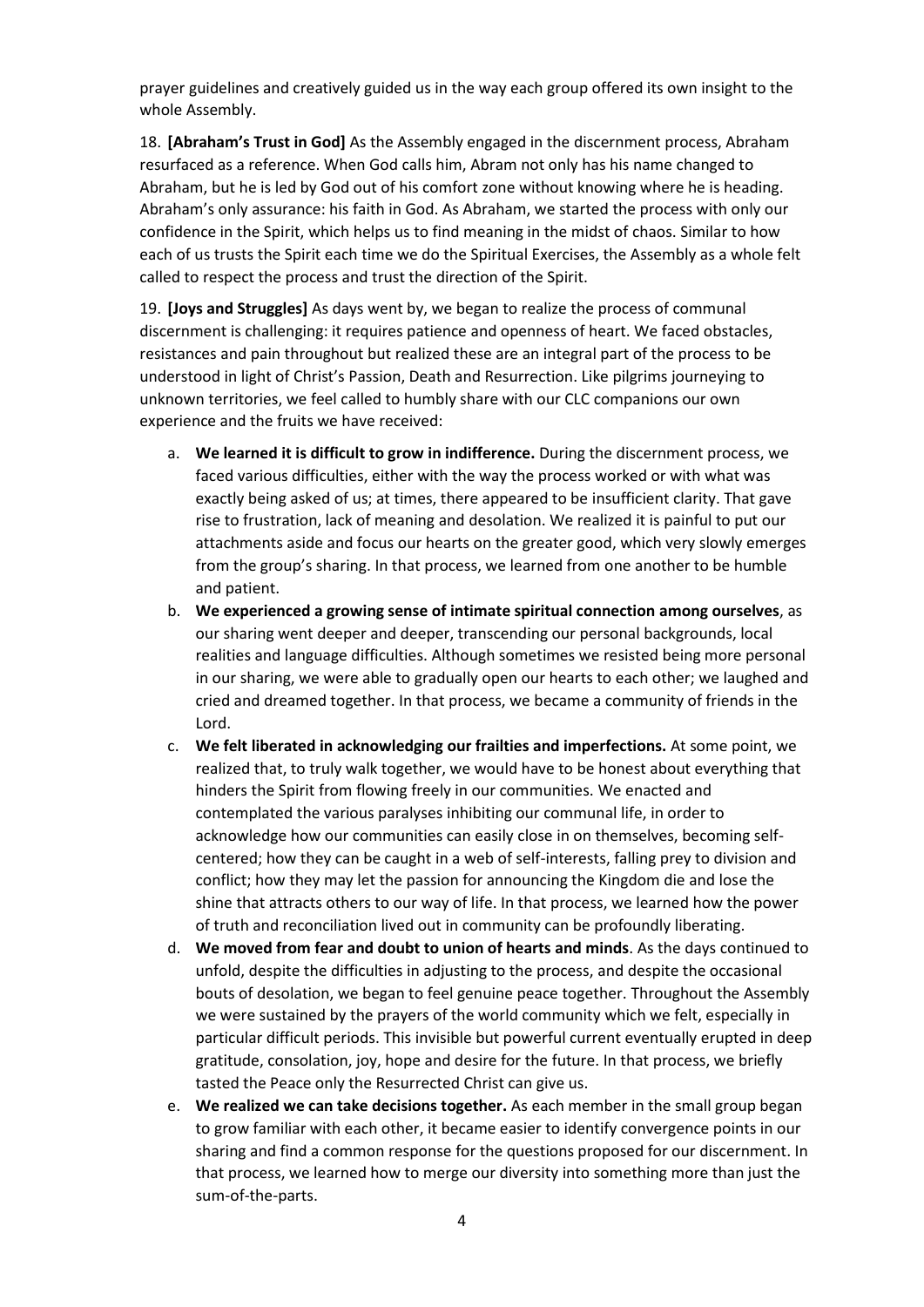prayer guidelines and creatively guided us in the way each group offered its own insight to the whole Assembly.

18. **[Abraham's Trust in God]** As the Assembly engaged in the discernment process, Abraham resurfaced as a reference. When God calls him, Abram not only has his name changed to Abraham, but he is led by God out of his comfort zone without knowing where he is heading. Abraham's only assurance: his faith in God. As Abraham, we started the process with only our confidence in the Spirit, which helps us to find meaning in the midst of chaos. Similar to how each of us trusts the Spirit each time we do the Spiritual Exercises, the Assembly as a whole felt called to respect the process and trust the direction of the Spirit.

19. **[Joys and Struggles]** As days went by, we began to realize the process of communal discernment is challenging: it requires patience and openness of heart. We faced obstacles, resistances and pain throughout but realized these are an integral part of the process to be understood in light of Christ's Passion, Death and Resurrection. Like pilgrims journeying to unknown territories, we feel called to humbly share with our CLC companions our own experience and the fruits we have received:

   a. **We learned it is difficult to grow in indifference.** During the discernment process, we faced various difficulties, either with the way the process worked or with what was exactly being asked of us; at times, there appeared to be insufficient clarity. That gave rise to frustration, lack of meaning and desolation. We realized it is painful to put our attachments aside and focus our hearts on the greater good, which very slowly emerges from the group's sharing. In that process, we learned from one another to be humble and patient.
   b. **We experienced a growing sense of intimate spiritual connection among ourselves**, as our sharing went deeper and deeper, transcending our personal backgrounds, local realities and language difficulties. Although sometimes we resisted being more personal in our sharing, we were able to gradually open our hearts to each other; we laughed and cried and dreamed together. In that process, we became a community of friends in the Lord.
   c. **We felt liberated in acknowledging our frailties and imperfections.** At some point, we realized that, to truly walk together, we would have to be honest about everything that hinders the Spirit from flowing freely in our communities. We enacted and contemplated the various paralyses inhibiting our communal life, in order to acknowledge how our communities can easily close in on themselves, becoming self-centered; how they can be caught in a web of self-interests, falling prey to division and conflict; how they may let the passion for announcing the Kingdom die and lose the shine that attracts others to our way of life. In that process, we learned how the power of truth and reconciliation lived out in community can be profoundly liberating.
   d. **We moved from fear and doubt to union of hearts and minds**. As the days continued to unfold, despite the difficulties in adjusting to the process, and despite the occasional bouts of desolation, we began to feel genuine peace together. Throughout the Assembly we were sustained by the prayers of the world community which we felt, especially in particular difficult periods. This invisible but powerful current eventually erupted in deep gratitude, consolation, joy, hope and desire for the future. In that process, we briefly tasted the Peace only the Resurrected Christ can give us.
   e. **We realized we can take decisions together.** As each member in the small group began to grow familiar with each other, it became easier to identify convergence points in our sharing and find a common response for the questions proposed for our discernment. In that process, we learned how to merge our diversity into something more than just the sum-of-the-parts.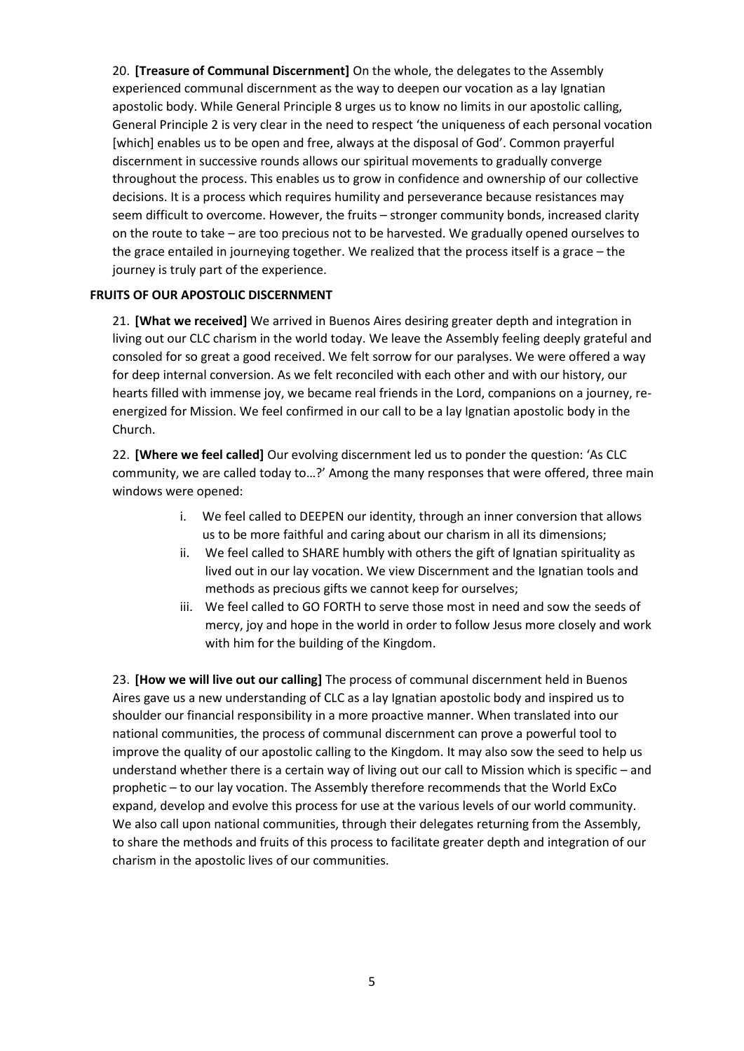20. **[Treasure of Communal Discernment]** On the whole, the delegates to the Assembly experienced communal discernment as the way to deepen our vocation as a lay Ignatian apostolic body. While General Principle 8 urges us to know no limits in our apostolic calling, General Principle 2 is very clear in the need to respect 'the uniqueness of each personal vocation [which] enables us to be open and free, always at the disposal of God'. Common prayerful discernment in successive rounds allows our spiritual movements to gradually converge throughout the process. This enables us to grow in confidence and ownership of our collective decisions. It is a process which requires humility and perseverance because resistances may seem difficult to overcome. However, the fruits – stronger community bonds, increased clarity on the route to take – are too precious not to be harvested. We gradually opened ourselves to the grace entailed in journeying together. We realized that the process itself is a grace – the journey is truly part of the experience.

## FRUITS OF OUR APOSTOLIC DISCERNMENT

21. **[What we received]** We arrived in Buenos Aires desiring greater depth and integration in living out our CLC charism in the world today. We leave the Assembly feeling deeply grateful and consoled for so great a good received. We felt sorrow for our paralyses. We were offered a way for deep internal conversion. As we felt reconciled with each other and with our history, our hearts filled with immense joy, we became real friends in the Lord, companions on a journey, re-energized for Mission. We feel confirmed in our call to be a lay Ignatian apostolic body in the Church.

22. **[Where we feel called]** Our evolving discernment led us to ponder the question: 'As CLC community, we are called today to…?' Among the many responses that were offered, three main windows were opened:

    i. We feel called to DEEPEN our identity, through an inner conversion that allows us to be more faithful and caring about our charism in all its dimensions;
    ii. We feel called to SHARE humbly with others the gift of Ignatian spirituality as lived out in our lay vocation. We view Discernment and the Ignatian tools and methods as precious gifts we cannot keep for ourselves;
    iii. We feel called to GO FORTH to serve those most in need and sow the seeds of mercy, joy and hope in the world in order to follow Jesus more closely and work with him for the building of the Kingdom.

23. **[How we will live out our calling]** The process of communal discernment held in Buenos Aires gave us a new understanding of CLC as a lay Ignatian apostolic body and inspired us to shoulder our financial responsibility in a more proactive manner. When translated into our national communities, the process of communal discernment can prove a powerful tool to improve the quality of our apostolic calling to the Kingdom. It may also sow the seed to help us understand whether there is a certain way of living out our call to Mission which is specific – and prophetic – to our lay vocation. The Assembly therefore recommends that the World ExCo expand, develop and evolve this process for use at the various levels of our world community. We also call upon national communities, through their delegates returning from the Assembly, to share the methods and fruits of this process to facilitate greater depth and integration of our charism in the apostolic lives of our communities.